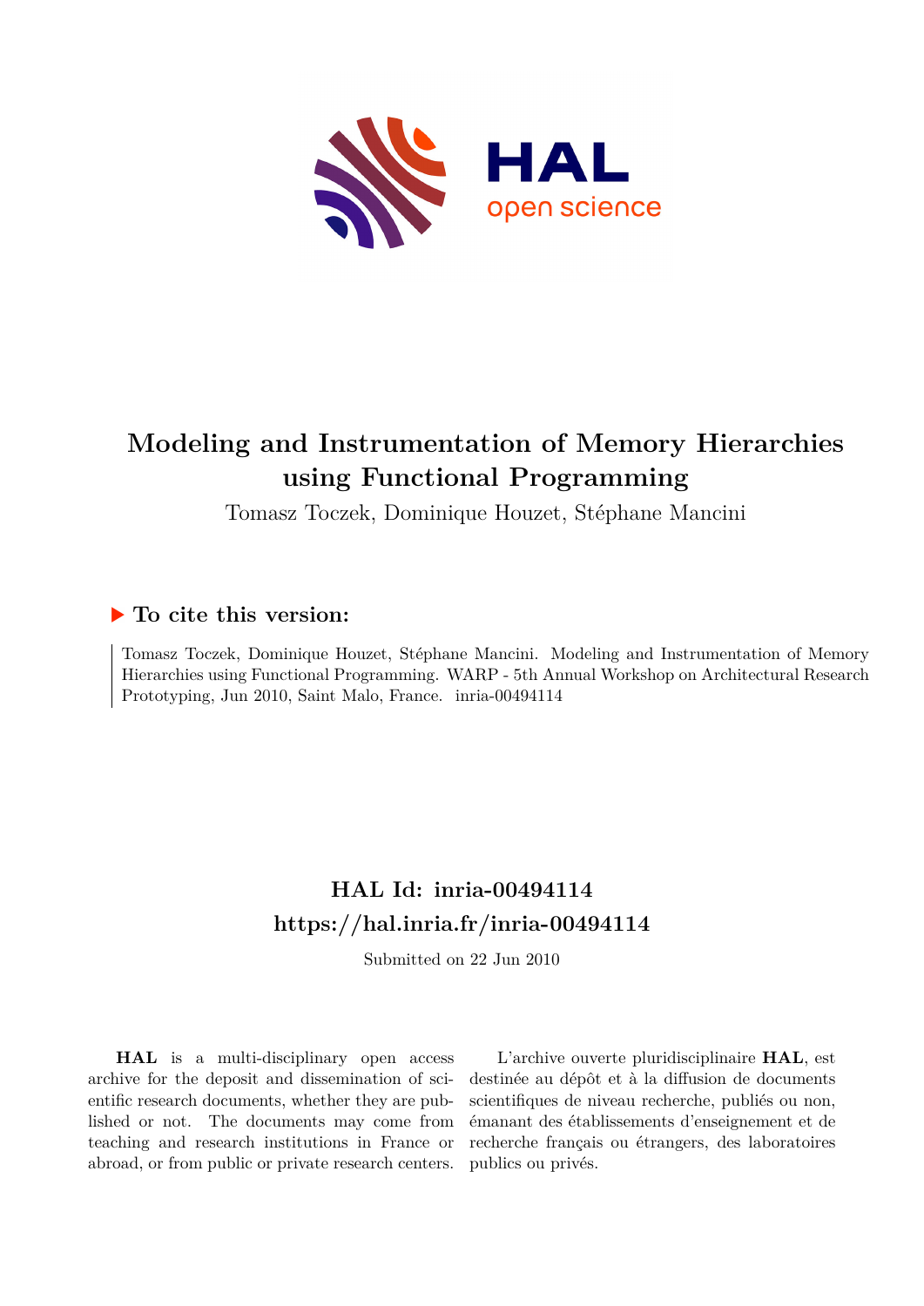# Modeling and Instrumentation of Memory Hierarchies using Functional Programming

Tomasz Toczek, Dominique Houzet, Stéphane Mancini

## ▶ To cite this version:

Tomasz Toczek, Dominique Houzet, Stéphane Mancini. Modeling and Instrumentation of Memory Hierarchies using Functional Programming. WARP - 5th Annual Workshop on Architectural Research Prototyping, Jun 2010, Saint Malo, France. inria-00494114

## HAL Id: inria-00494114

## https://hal.inria.fr/inria-00494114

Submitted on 22 Jun 2010

**HAL** is a multi-disciplinary open access archive for the deposit and dissemination of scientific research documents, whether they are published or not. The documents may come from teaching and research institutions in France or abroad, or from public or private research centers.

L'archive ouverte pluridisciplinaire **HAL**, est destinée au dépôt et à la diffusion de documents scientifiques de niveau recherche, publiés ou non, émanant des établissements d'enseignement et de recherche français ou étrangers, des laboratoires publics ou privés.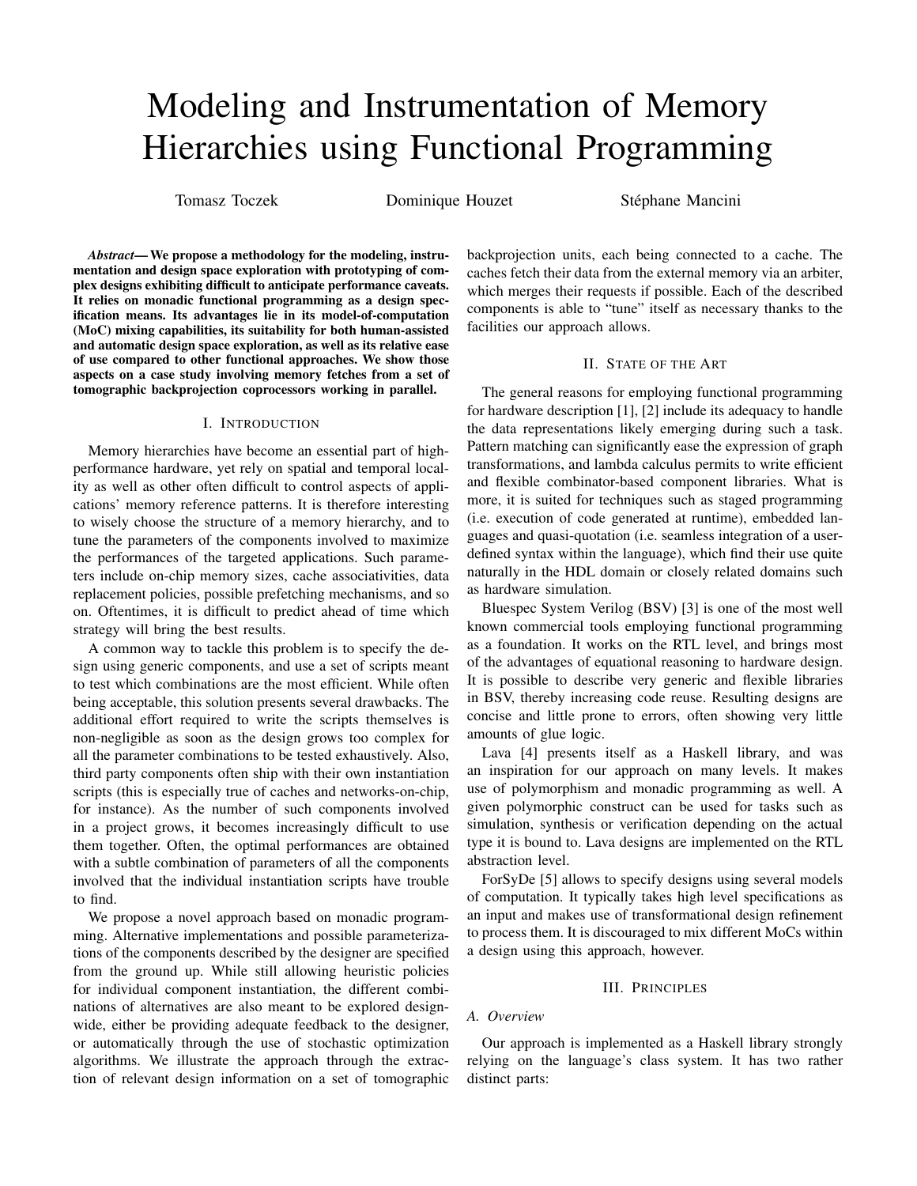# Modeling and Instrumentation of Memory Hierarchies using Functional Programming

Tomasz Toczek     Dominique Houzet     Stéphane Mancini

***Abstract*— We propose a methodology for the modeling, instrumentation and design space exploration with prototyping of complex designs exhibiting difficult to anticipate performance caveats. It relies on monadic functional programming as a design specification means. Its advantages lie in its model-of-computation (MoC) mixing capabilities, its suitability for both human-assisted and automatic design space exploration, as well as its relative ease of use compared to other functional approaches. We show those aspects on a case study involving memory fetches from a set of tomographic backprojection coprocessors working in parallel.**

## I. Introduction

Memory hierarchies have become an essential part of high-performance hardware, yet rely on spatial and temporal locality as well as other often difficult to control aspects of applications' memory reference patterns. It is therefore interesting to wisely choose the structure of a memory hierarchy, and to tune the parameters of the components involved to maximize the performances of the targeted applications. Such parameters include on-chip memory sizes, cache associativities, data replacement policies, possible prefetching mechanisms, and so on. Oftentimes, it is difficult to predict ahead of time which strategy will bring the best results.

A common way to tackle this problem is to specify the design using generic components, and use a set of scripts meant to test which combinations are the most efficient. While often being acceptable, this solution presents several drawbacks. The additional effort required to write the scripts themselves is non-negligible as soon as the design grows too complex for all the parameter combinations to be tested exhaustively. Also, third party components often ship with their own instantiation scripts (this is especially true of caches and networks-on-chip, for instance). As the number of such components involved in a project grows, it becomes increasingly difficult to use them together. Often, the optimal performances are obtained with a subtle combination of parameters of all the components involved that the individual instantiation scripts have trouble to find.

We propose a novel approach based on monadic programming. Alternative implementations and possible parameterizations of the components described by the designer are specified from the ground up. While still allowing heuristic policies for individual component instantiation, the different combinations of alternatives are also meant to be explored design-wide, either be providing adequate feedback to the designer, or automatically through the use of stochastic optimization algorithms. We illustrate the approach through the extraction of relevant design information on a set of tomographic backprojection units, each being connected to a cache. The caches fetch their data from the external memory via an arbiter, which merges their requests if possible. Each of the described components is able to "tune" itself as necessary thanks to the facilities our approach allows.

## II. State of the Art

The general reasons for employing functional programming for hardware description [1], [2] include its adequacy to handle the data representations likely emerging during such a task. Pattern matching can significantly ease the expression of graph transformations, and lambda calculus permits to write efficient and flexible combinator-based component libraries. What is more, it is suited for techniques such as staged programming (i.e. execution of code generated at runtime), embedded languages and quasi-quotation (i.e. seamless integration of a user-defined syntax within the language), which find their use quite naturally in the HDL domain or closely related domains such as hardware simulation.

Bluespec System Verilog (BSV) [3] is one of the most well known commercial tools employing functional programming as a foundation. It works on the RTL level, and brings most of the advantages of equational reasoning to hardware design. It is possible to describe very generic and flexible libraries in BSV, thereby increasing code reuse. Resulting designs are concise and little prone to errors, often showing very little amounts of glue logic.

Lava [4] presents itself as a Haskell library, and was an inspiration for our approach on many levels. It makes use of polymorphism and monadic programming as well. A given polymorphic construct can be used for tasks such as simulation, synthesis or verification depending on the actual type it is bound to. Lava designs are implemented on the RTL abstraction level.

ForSyDe [5] allows to specify designs using several models of computation. It typically takes high level specifications as an input and makes use of transformational design refinement to process them. It is discouraged to mix different MoCs within a design using this approach, however.

## III. Principles

### A. Overview

Our approach is implemented as a Haskell library strongly relying on the language's class system. It has two rather distinct parts: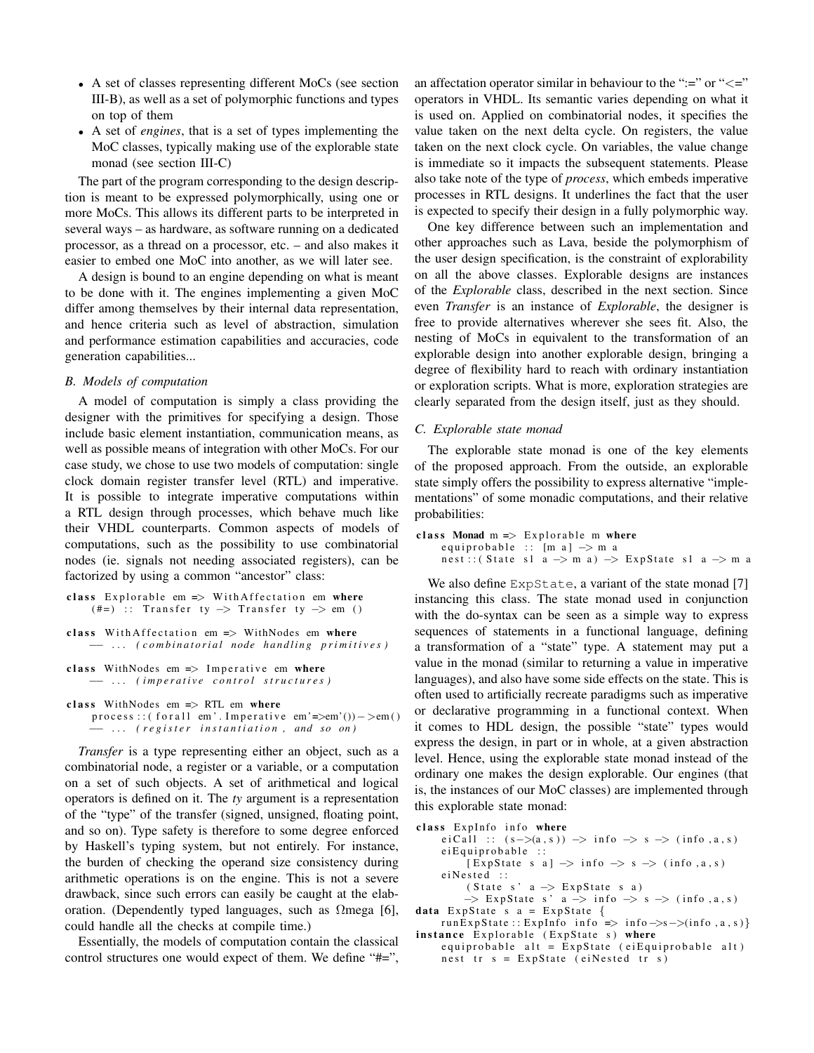- A set of classes representing different MoCs (see section III-B), as well as a set of polymorphic functions and types on top of them
- A set of *engines*, that is a set of types implementing the MoC classes, typically making use of the explorable state monad (see section III-C)

The part of the program corresponding to the design description is meant to be expressed polymorphically, using one or more MoCs. This allows its different parts to be interpreted in several ways – as hardware, as software running on a dedicated processor, as a thread on a processor, etc. – and also makes it easier to embed one MoC into another, as we will later see.

A design is bound to an engine depending on what is meant to be done with it. The engines implementing a given MoC differ among themselves by their internal data representation, and hence criteria such as level of abstraction, simulation and performance estimation capabilities and accuracies, code generation capabilities...

### *B. Models of computation*

A model of computation is simply a class providing the designer with the primitives for specifying a design. Those include basic element instantiation, communication means, as well as possible means of integration with other MoCs. For our case study, we chose to use two models of computation: single clock domain register transfer level (RTL) and imperative. It is possible to integrate imperative computations within a RTL design through processes, which behave much like their VHDL counterparts. Common aspects of models of computations, such as the possibility to use combinatorial nodes (ie. signals not needing associated registers), can be factorized by using a common "ancestor" class:

```
class Explorable em => WithAffectation em where
    (#=) :: Transfer ty -> Transfer ty -> em ()

class WithAffectation em => WithNodes em where
    -- ... (combinatorial node handling primitives)

class WithNodes em => Imperative em where
    -- ... (imperative control structures)

class WithNodes em => RTL em where
    process::(forall em'.Imperative em'=>em'())->em()
    -- ... (register instantiation, and so on)
```

*Transfer* is a type representing either an object, such as a combinatorial node, a register or a variable, or a computation on a set of such objects. A set of arithmetical and logical operators is defined on it. The *ty* argument is a representation of the "type" of the transfer (signed, unsigned, floating point, and so on). Type safety is therefore to some degree enforced by Haskell's typing system, but not entirely. For instance, the burden of checking the operand size consistency during arithmetic operations is on the engine. This is not a severe drawback, since such errors can easily be caught at the elaboration. (Dependently typed languages, such as Ωmega [6], could handle all the checks at compile time.)

Essentially, the models of computation contain the classical control structures one would expect of them. We define "#=", an affectation operator similar in behaviour to the ":=" or "<=" operators in VHDL. Its semantic varies depending on what it is used on. Applied on combinatorial nodes, it specifies the value taken on the next delta cycle. On registers, the value taken on the next clock cycle. On variables, the value change is immediate so it impacts the subsequent statements. Please also take note of the type of *process*, which embeds imperative processes in RTL designs. It underlines the fact that the user is expected to specify their design in a fully polymorphic way.

One key difference between such an implementation and other approaches such as Lava, beside the polymorphism of the user design specification, is the constraint of explorability on all the above classes. Explorable designs are instances of the *Explorable* class, described in the next section. Since even *Transfer* is an instance of *Explorable*, the designer is free to provide alternatives wherever she sees fit. Also, the nesting of MoCs in equivalent to the transformation of an explorable design into another explorable design, bringing a degree of flexibility hard to reach with ordinary instantiation or exploration scripts. What is more, exploration strategies are clearly separated from the design itself, just as they should.

### *C. Explorable state monad*

The explorable state monad is one of the key elements of the proposed approach. From the outside, an explorable state simply offers the possibility to express alternative "implementations" of some monadic computations, and their relative probabilities:

```
class Monad m => Explorable m where
    equiprobable :: [m a] -> m a
    nest::(State s1 a -> m a) -> ExpState s1 a -> m a
```

We also define `ExpState`, a variant of the state monad [7] instancing this class. The state monad used in conjunction with the do-syntax can be seen as a simple way to express sequences of statements in a functional language, defining a transformation of a "state" type. A statement may put a value in the monad (similar to returning a value in imperative languages), and also have some side effects on the state. This is often used to artificially recreate paradigms such as imperative or declarative programming in a functional context. When it comes to HDL design, the possible "state" types would express the design, in part or in whole, at a given abstraction level. Hence, using the explorable state monad instead of the ordinary one makes the design explorable. Our engines (that is, the instances of our MoC classes) are implemented through this explorable state monad:

```
class ExpInfo info where
    eiCall :: (s->(a,s)) -> info -> s -> (info,a,s)
    eiEquiprobable ::
        [ExpState s a] -> info -> s -> (info,a,s)
    eiNested ::
        (State s' a -> ExpState s a)
        -> ExpState s' a -> info -> s -> (info,a,s)
data ExpState s a = ExpState {
    runExpState::ExpInfo info => info->s->(info,a,s)}
instance Explorable (ExpState s) where
    equiprobable alt = ExpState (eiEquiprobable alt)
    nest tr s = ExpState (eiNested tr s)
```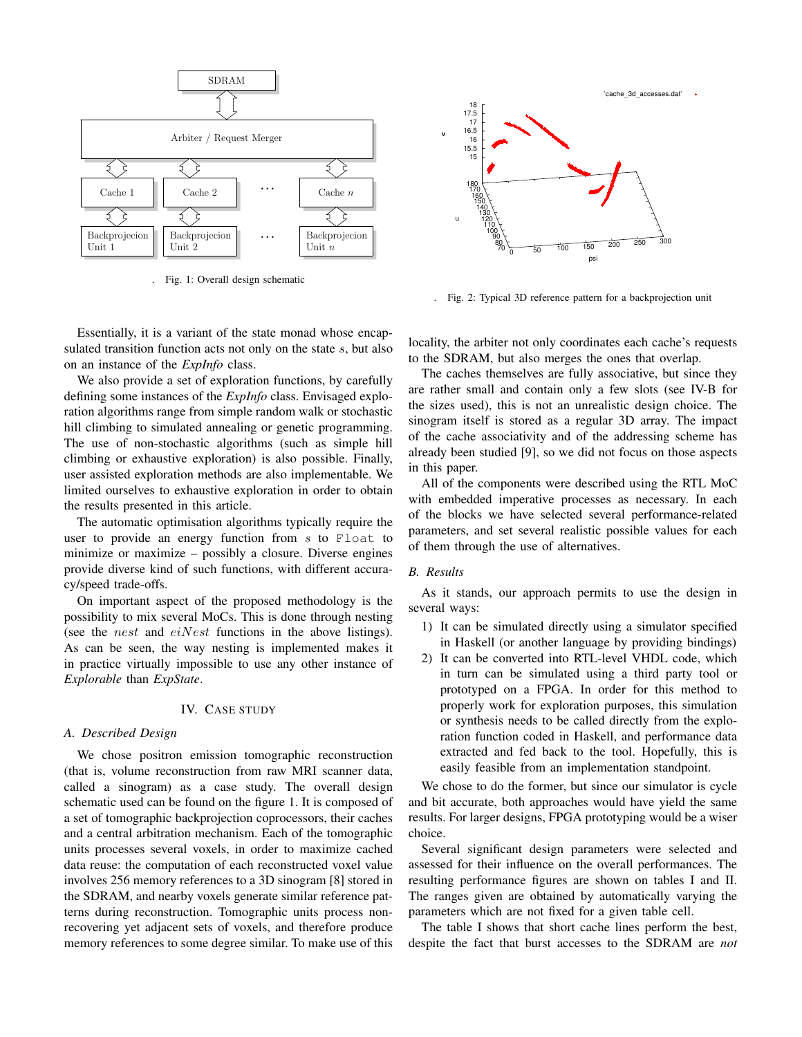. Fig. 1: Overall design schematic

. Fig. 2: Typical 3D reference pattern for a backprojection unit

Essentially, it is a variant of the state monad whose encapsulated transition function acts not only on the state $s$, but also on an instance of the *ExpInfo* class.

We also provide a set of exploration functions, by carefully defining some instances of the *ExpInfo* class. Envisaged exploration algorithms range from simple random walk or stochastic hill climbing to simulated annealing or genetic programming. The use of non-stochastic algorithms (such as simple hill climbing or exhaustive exploration) is also possible. Finally, user assisted exploration methods are also implementable. We limited ourselves to exhaustive exploration in order to obtain the results presented in this article.

The automatic optimisation algorithms typically require the user to provide an energy function from $s$ to `Float` to minimize or maximize – possibly a closure. Diverse engines provide diverse kind of such functions, with different accuracy/speed trade-offs.

On important aspect of the proposed methodology is the possibility to mix several MoCs. This is done through nesting (see the $nest$ and $eiNest$ functions in the above listings). As can be seen, the way nesting is implemented makes it in practice virtually impossible to use any other instance of *Explorable* than *ExpState*.

## IV. Case study

### A. Described Design

We chose positron emission tomographic reconstruction (that is, volume reconstruction from raw MRI scanner data, called a sinogram) as a case study. The overall design schematic used can be found on the figure 1. It is composed of a set of tomographic backprojection coprocessors, their caches and a central arbitration mechanism. Each of the tomographic units processes several voxels, in order to maximize cached data reuse: the computation of each reconstructed voxel value involves 256 memory references to a 3D sinogram [8] stored in the SDRAM, and nearby voxels generate similar reference patterns during reconstruction. Tomographic units process non-recovering yet adjacent sets of voxels, and therefore produce memory references to some degree similar. To make use of this locality, the arbiter not only coordinates each cache's requests to the SDRAM, but also merges the ones that overlap.

The caches themselves are fully associative, but since they are rather small and contain only a few slots (see IV-B for the sizes used), this is not an unrealistic design choice. The sinogram itself is stored as a regular 3D array. The impact of the cache associativity and of the addressing scheme has already been studied [9], so we did not focus on those aspects in this paper.

All of the components were described using the RTL MoC with embedded imperative processes as necessary. In each of the blocks we have selected several performance-related parameters, and set several realistic possible values for each of them through the use of alternatives.

### B. Results

As it stands, our approach permits to use the design in several ways:

1) It can be simulated directly using a simulator specified in Haskell (or another language by providing bindings)
2) It can be converted into RTL-level VHDL code, which in turn can be simulated using a third party tool or prototyped on a FPGA. In order for this method to properly work for exploration purposes, this simulation or synthesis needs to be called directly from the exploration function coded in Haskell, and performance data extracted and fed back to the tool. Hopefully, this is easily feasible from an implementation standpoint.

We chose to do the former, but since our simulator is cycle and bit accurate, both approaches would have yield the same results. For larger designs, FPGA prototyping would be a wiser choice.

Several significant design parameters were selected and assessed for their influence on the overall performances. The resulting performance figures are shown on tables I and II. The ranges given are obtained by automatically varying the parameters which are not fixed for a given table cell.

The table I shows that short cache lines perform the best, despite the fact that burst accesses to the SDRAM are *not*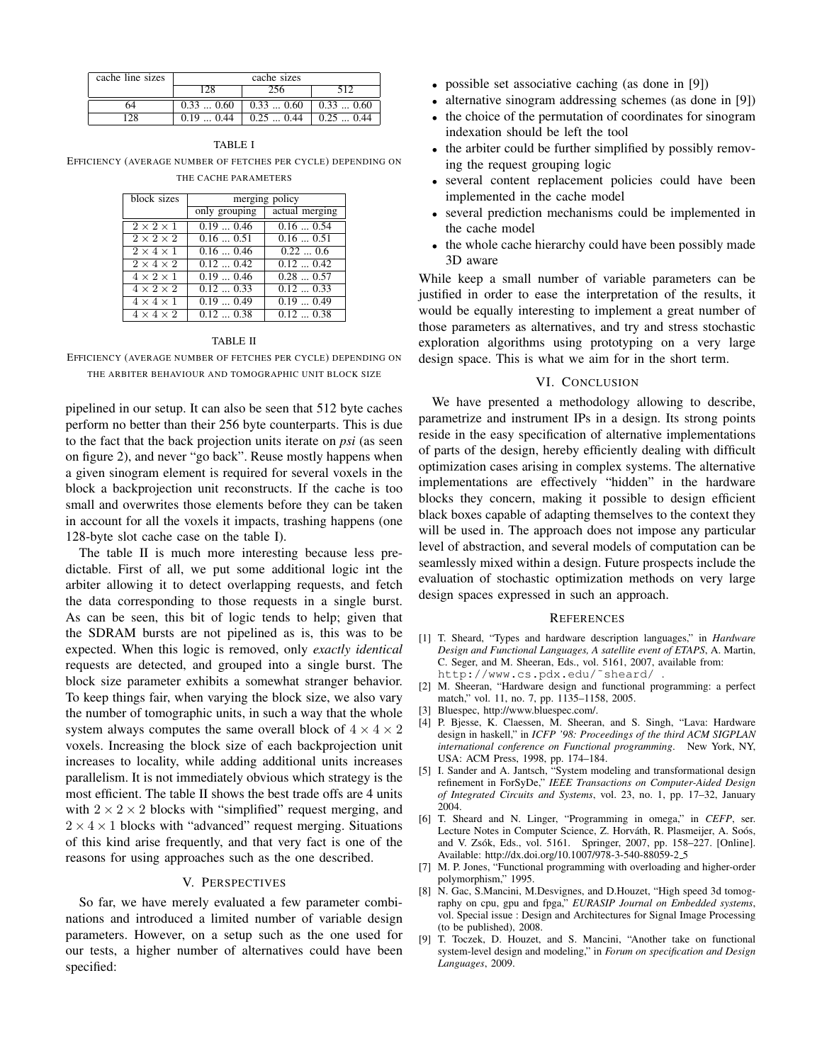| cache line sizes | cache sizes | | |
|---|---|---|---|
| | 128 | 256 | 512 |
| 64 | 0.33 ... 0.60 | 0.33 ... 0.60 | 0.33 ... 0.60 |
| 128 | 0.19 ... 0.44 | 0.25 ... 0.44 | 0.25 ... 0.44 |

TABLE I

EFFICIENCY (AVERAGE NUMBER OF FETCHES PER CYCLE) DEPENDING ON THE CACHE PARAMETERS

| block sizes | merging policy | |
|---|---|---|
| | only grouping | actual merging |
| $2 \times 2 \times 1$ | 0.19 ... 0.46 | 0.16 ... 0.54 |
| $2 \times 2 \times 2$ | 0.16 ... 0.51 | 0.16 ... 0.51 |
| $2 \times 4 \times 1$ | 0.16 ... 0.46 | 0.22 ... 0.6 |
| $2 \times 4 \times 2$ | 0.12 ... 0.42 | 0.12 ... 0.42 |
| $4 \times 2 \times 1$ | 0.19 ... 0.46 | 0.28 ... 0.57 |
| $4 \times 2 \times 2$ | 0.12 ... 0.33 | 0.12 ... 0.33 |
| $4 \times 4 \times 1$ | 0.19 ... 0.49 | 0.19 ... 0.49 |
| $4 \times 4 \times 2$ | 0.12 ... 0.38 | 0.12 ... 0.38 |

TABLE II

EFFICIENCY (AVERAGE NUMBER OF FETCHES PER CYCLE) DEPENDING ON THE ARBITER BEHAVIOUR AND TOMOGRAPHIC UNIT BLOCK SIZE

pipelined in our setup. It can also be seen that 512 byte caches perform no better than their 256 byte counterparts. This is due to the fact that the back projection units iterate on *psi* (as seen on figure 2), and never "go back". Reuse mostly happens when a given sinogram element is required for several voxels in the block a backprojection unit reconstructs. If the cache is too small and overwrites those elements before they can be taken in account for all the voxels it impacts, trashing happens (one 128-byte slot cache case on the table I).

The table II is much more interesting because less predictable. First of all, we put some additional logic int the arbiter allowing it to detect overlapping requests, and fetch the data corresponding to those requests in a single burst. As can be seen, this bit of logic tends to help; given that the SDRAM bursts are not pipelined as is, this was to be expected. When this logic is removed, only *exactly identical* requests are detected, and grouped into a single burst. The block size parameter exhibits a somewhat stranger behavior. To keep things fair, when varying the block size, we also vary the number of tomographic units, in such a way that the whole system always computes the same overall block of $4 \times 4 \times 2$ voxels. Increasing the block size of each backprojection unit increases to locality, while adding additional units increases parallelism. It is not immediately obvious which strategy is the most efficient. The table II shows the best trade offs are 4 units with $2 \times 2 \times 2$ blocks with "simplified" request merging, and $2 \times 4 \times 1$ blocks with "advanced" request merging. Situations of this kind arise frequently, and that very fact is one of the reasons for using approaches such as the one described.

## V. PERSPECTIVES

So far, we have merely evaluated a few parameter combinations and introduced a limited number of variable design parameters. However, on a setup such as the one used for our tests, a higher number of alternatives could have been specified:

- possible set associative caching (as done in [9])
- alternative sinogram addressing schemes (as done in [9])
- the choice of the permutation of coordinates for sinogram indexation should be left the tool
- the arbiter could be further simplified by possibly removing the request grouping logic
- several content replacement policies could have been implemented in the cache model
- several prediction mechanisms could be implemented in the cache model
- the whole cache hierarchy could have been possibly made 3D aware

While keep a small number of variable parameters can be justified in order to ease the interpretation of the results, it would be equally interesting to implement a great number of those parameters as alternatives, and try and stress stochastic exploration algorithms using prototyping on a very large design space. This is what we aim for in the short term.

## VI. CONCLUSION

We have presented a methodology allowing to describe, parametrize and instrument IPs in a design. Its strong points reside in the easy specification of alternative implementations of parts of the design, hereby efficiently dealing with difficult optimization cases arising in complex systems. The alternative implementations are effectively "hidden" in the hardware blocks they concern, making it possible to design efficient black boxes capable of adapting themselves to the context they will be used in. The approach does not impose any particular level of abstraction, and several models of computation can be seamlessly mixed within a design. Future prospects include the evaluation of stochastic optimization methods on very large design spaces expressed in such an approach.

## REFERENCES

[1] T. Sheard, "Types and hardware description languages," in *Hardware Design and Functional Languages, A satellite event of ETAPS*, A. Martin, C. Seger, and M. Sheeran, Eds., vol. 5161, 2007, available from: http://www.cs.pdx.edu/~sheard/ .

[2] M. Sheeran, "Hardware design and functional programming: a perfect match," vol. 11, no. 7, pp. 1135–1158, 2005.

[3] Bluespec, http://www.bluespec.com/.

[4] P. Bjesse, K. Claessen, M. Sheeran, and S. Singh, "Lava: Hardware design in haskell," in *ICFP '98: Proceedings of the third ACM SIGPLAN international conference on Functional programming*. New York, NY, USA: ACM Press, 1998, pp. 174–184.

[5] I. Sander and A. Jantsch, "System modeling and transformational design refinement in ForSyDe," *IEEE Transactions on Computer-Aided Design of Integrated Circuits and Systems*, vol. 23, no. 1, pp. 17–32, January 2004.

[6] T. Sheard and N. Linger, "Programming in omega," in *CEFP*, ser. Lecture Notes in Computer Science, Z. Horváth, R. Plasmeijer, A. Soós, and V. Zsók, Eds., vol. 5161. Springer, 2007, pp. 158–227. [Online]. Available: http://dx.doi.org/10.1007/978-3-540-88059-2_5

[7] M. P. Jones, "Functional programming with overloading and higher-order polymorphism," 1995.

[8] N. Gac, S.Mancini, M.Desvignes, and D.Houzet, "High speed 3d tomography on cpu, gpu and fpga," *EURASIP Journal on Embedded systems*, vol. Special issue : Design and Architectures for Signal Image Processing (to be published), 2008.

[9] T. Toczek, D. Houzet, and S. Mancini, "Another take on functional system-level design and modeling," in *Forum on specification and Design Languages*, 2009.